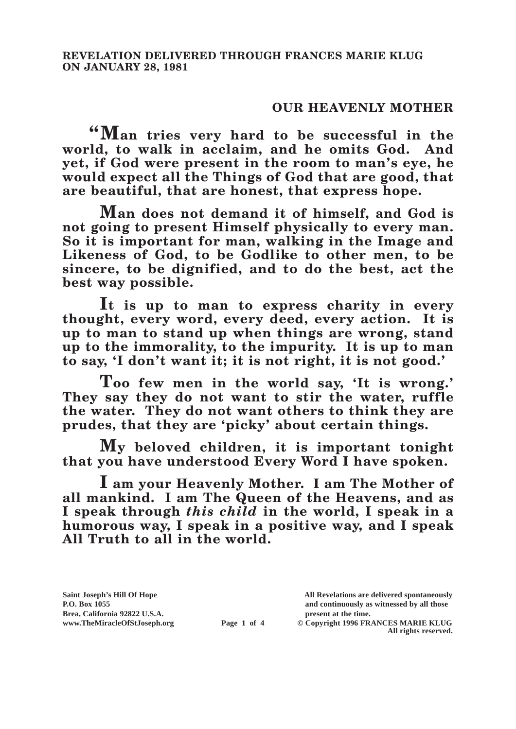**REVELATION DELIVERED THROUGH FRANCES MARIE KLUG ON JANUARY 28, 1981**

## OUR HEAVENLY MOTHER

**"Man tries very hard to be successful in the world, to walk in acclaim, and he omits God. And yet, if God were present in the room to man's eye, he would expect all the Things of God that are good, that are beautiful, that are honest, that express hope.**

**Man does not demand it of himself, and God is not going to present Himself physically to every man. So it is important for man, walking in the Image and Likeness of God, to be Godlike to other men, to be sincere, to be dignified, and to do the best, act the best way possible.**

**It is up to man to express charity in every thought, every word, every deed, every action. It is up to man to stand up when things are wrong, stand up to the immorality, to the impurity. It is up to man to say, 'I don't want it; it is not right, it is not good.'**

**Too few men in the world say, 'It is wrong.' They say they do not want to stir the water, ruffle the water. They do not want others to think they are prudes, that they are 'picky' about certain things.**

**My beloved children, it is important tonight that you have understood Every Word I have spoken.**

**I am your Heavenly Mother. I am The Mother of all mankind. I am The Queen of the Heavens, and as I speak through *this child* in the world, I speak in a humorous way, I speak in a positive way, and I speak All Truth to all in the world.**

Saint Joseph's Hill Of Hope
P.O. Box 1055
Brea, California 92822 U.S.A.
www.TheMiracleOfStJoseph.org

All Revelations are delivered spontaneously and continuously as witnessed by all those present at the time.
© Copyright 1996 FRANCES MARIE KLUG
All rights reserved.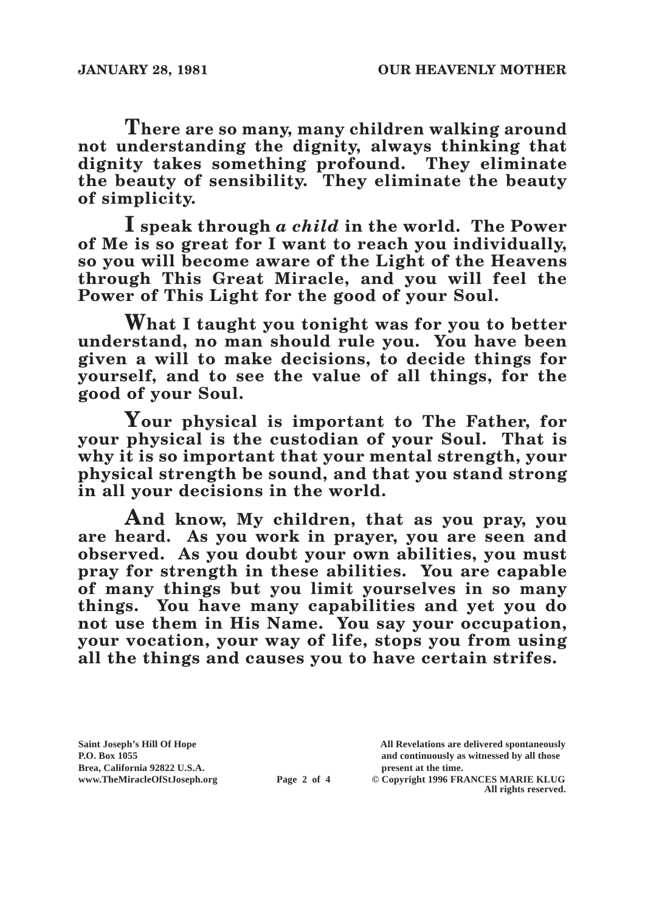**There are so many, many children walking around not understanding the dignity, always thinking that dignity takes something profound. They eliminate the beauty of sensibility. They eliminate the beauty of simplicity.**

**I speak through *a child* in the world. The Power of Me is so great for I want to reach you individually, so you will become aware of the Light of the Heavens through This Great Miracle, and you will feel the Power of This Light for the good of your Soul.**

**What I taught you tonight was for you to better understand, no man should rule you. You have been given a will to make decisions, to decide things for yourself, and to see the value of all things, for the good of your Soul.**

**Your physical is important to The Father, for your physical is the custodian of your Soul. That is why it is so important that your mental strength, your physical strength be sound, and that you stand strong in all your decisions in the world.**

**And know, My children, that as you pray, you are heard. As you work in prayer, you are seen and observed. As you doubt your own abilities, you must pray for strength in these abilities. You are capable of many things but you limit yourselves in so many things. You have many capabilities and yet you do not use them in His Name. You say your occupation, your vocation, your way of life, stops you from using all the things and causes you to have certain strifes.**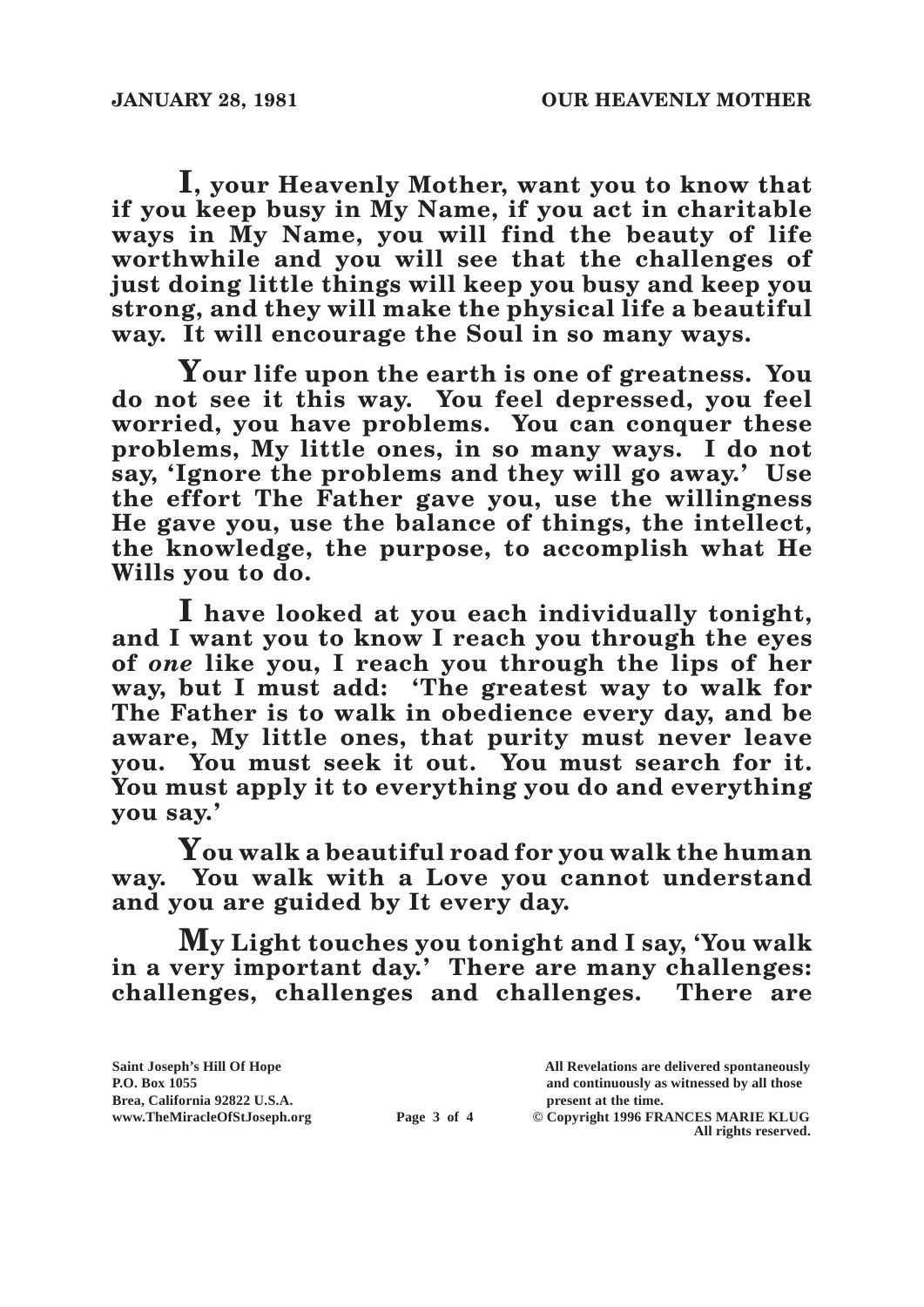**I, your Heavenly Mother, want you to know that if you keep busy in My Name, if you act in charitable ways in My Name, you will find the beauty of life worthwhile and you will see that the challenges of just doing little things will keep you busy and keep you strong, and they will make the physical life a beautiful way. It will encourage the Soul in so many ways.**

**Your life upon the earth is one of greatness. You do not see it this way. You feel depressed, you feel worried, you have problems. You can conquer these problems, My little ones, in so many ways. I do not say, 'Ignore the problems and they will go away.' Use the effort The Father gave you, use the willingness He gave you, use the balance of things, the intellect, the knowledge, the purpose, to accomplish what He Wills you to do.**

**I have looked at you each individually tonight, and I want you to know I reach you through the eyes of *one* like you, I reach you through the lips of her way, but I must add: 'The greatest way to walk for The Father is to walk in obedience every day, and be aware, My little ones, that purity must never leave you. You must seek it out. You must search for it. You must apply it to everything you do and everything you say.'**

**You walk a beautiful road for you walk the human way. You walk with a Love you cannot understand and you are guided by It every day.**

**My Light touches you tonight and I say, 'You walk in a very important day.' There are many challenges: challenges, challenges and challenges. There are**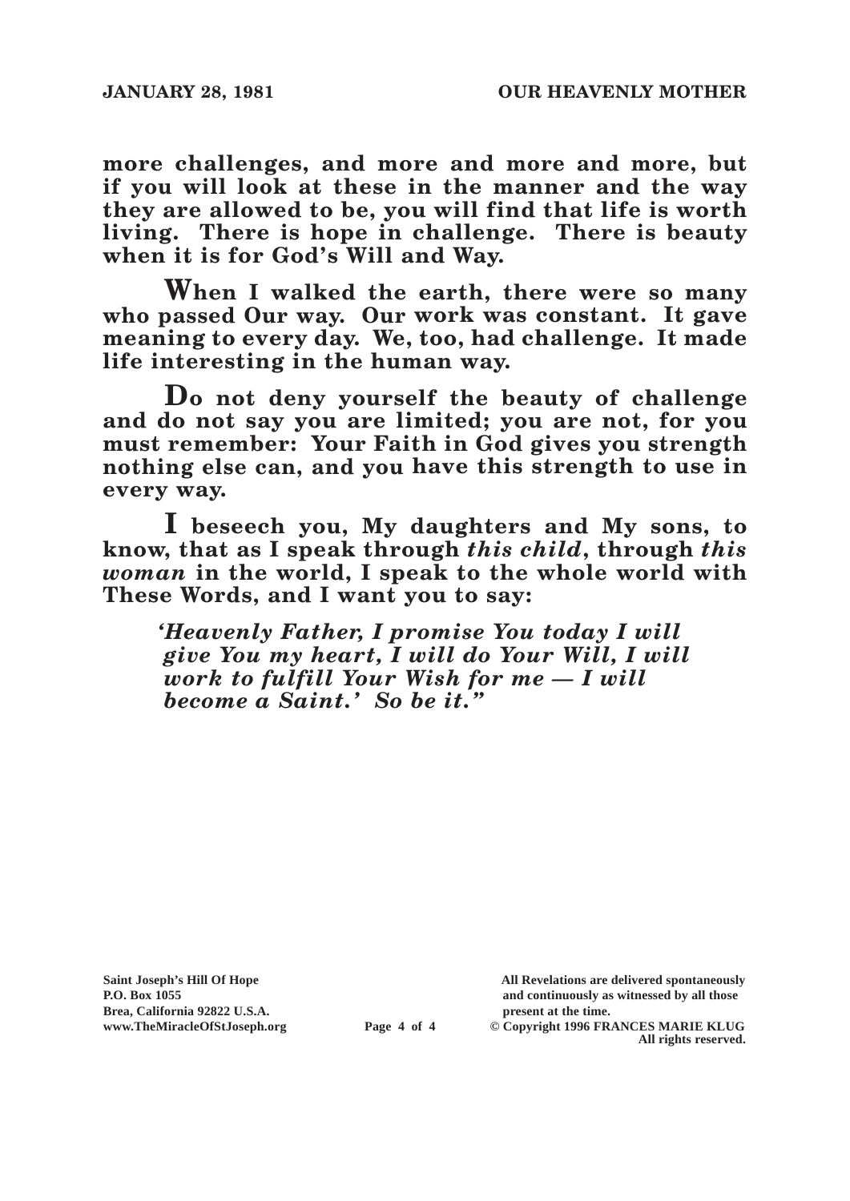**more challenges, and more and more and more, but if you will look at these in the manner and the way they are allowed to be, you will find that life is worth living. There is hope in challenge. There is beauty when it is for God's Will and Way.**

**When I walked the earth, there were so many who passed Our way. Our work was constant. It gave meaning to every day. We, too, had challenge. It made life interesting in the human way.**

**Do not deny yourself the beauty of challenge and do not say you are limited; you are not, for you must remember: Your Faith in God gives you strength nothing else can, and you have this strength to use in every way.**

**I beseech you, My daughters and My sons, to know, that as I speak through *this child*, through *this woman* in the world, I speak to the whole world with These Words, and I want you to say:**

> ***'Heavenly Father, I promise You today I will give You my heart, I will do Your Will, I will work to fulfill Your Wish for me — I will become a Saint.' So be it."***

**Saint Joseph's Hill Of Hope**
**P.O. Box 1055**
**Brea, California 92822 U.S.A.**
**www.TheMiracleOfStJoseph.org**

**All Revelations are delivered spontaneously and continuously as witnessed by all those present at the time.**
**© Copyright 1996 FRANCES MARIE KLUG**
**All rights reserved.**